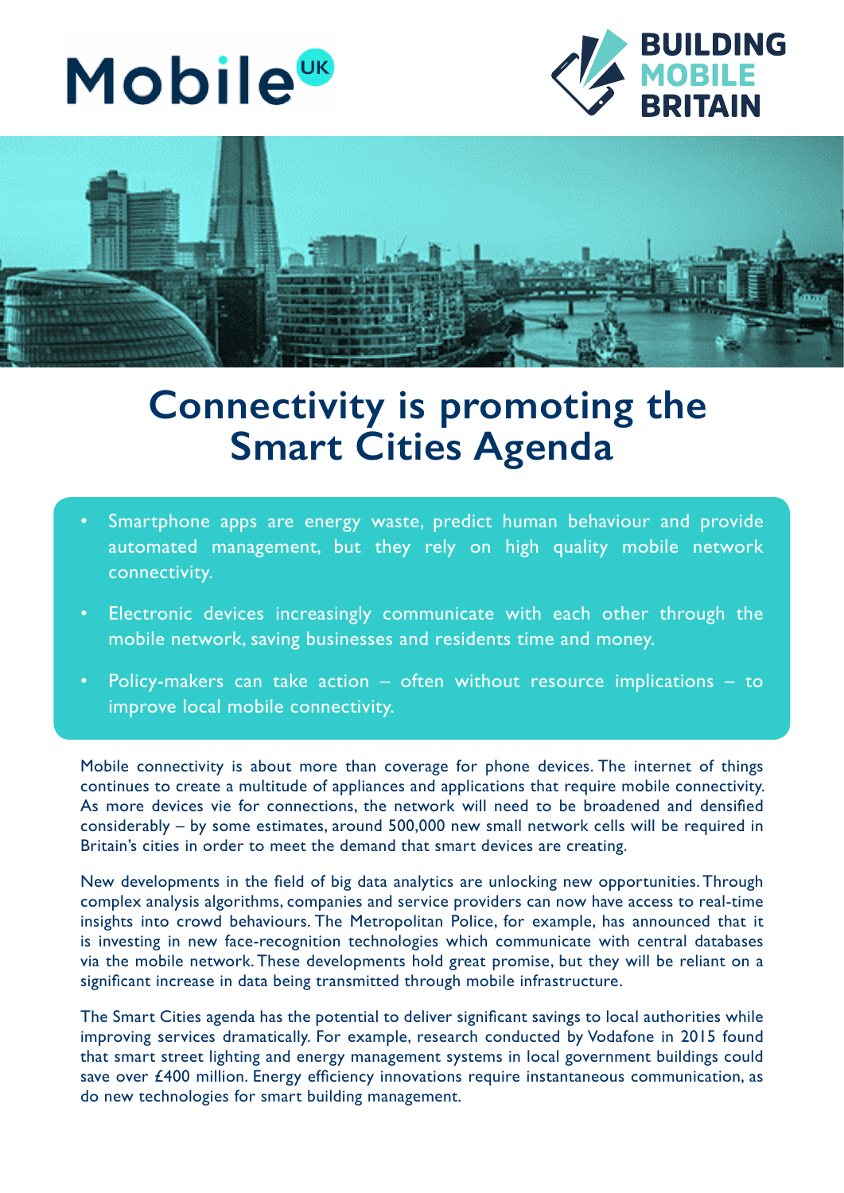Mobile UK

BUILDING MOBILE BRITAIN

# Connectivity is promoting the Smart Cities Agenda

- Smartphone apps are energy waste, predict human behaviour and provide automated management, but they rely on high quality mobile network connectivity.
- Electronic devices increasingly communicate with each other through the mobile network, saving businesses and residents time and money.
- Policy-makers can take action – often without resource implications – to improve local mobile connectivity.

Mobile connectivity is about more than coverage for phone devices. The internet of things continues to create a multitude of appliances and applications that require mobile connectivity. As more devices vie for connections, the network will need to be broadened and densified considerably – by some estimates, around 500,000 new small network cells will be required in Britain's cities in order to meet the demand that smart devices are creating.

New developments in the field of big data analytics are unlocking new opportunities. Through complex analysis algorithms, companies and service providers can now have access to real-time insights into crowd behaviours. The Metropolitan Police, for example, has announced that it is investing in new face-recognition technologies which communicate with central databases via the mobile network. These developments hold great promise, but they will be reliant on a significant increase in data being transmitted through mobile infrastructure.

The Smart Cities agenda has the potential to deliver significant savings to local authorities while improving services dramatically. For example, research conducted by Vodafone in 2015 found that smart street lighting and energy management systems in local government buildings could save over £400 million. Energy efficiency innovations require instantaneous communication, as do new technologies for smart building management.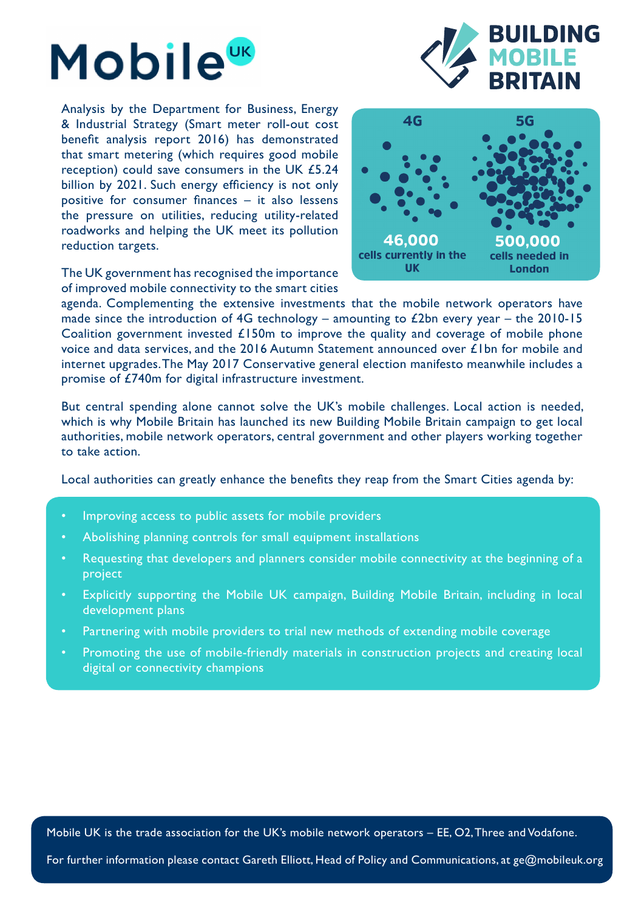Mobile UK

BUILDING MOBILE BRITAIN

Analysis by the Department for Business, Energy & Industrial Strategy (Smart meter roll-out cost benefit analysis report 2016) has demonstrated that smart metering (which requires good mobile reception) could save consumers in the UK £5.24 billion by 2021. Such energy efficiency is not only positive for consumer finances – it also lessens the pressure on utilities, reducing utility-related roadworks and helping the UK meet its pollution reduction targets.

4G

46,000
cells currently in the UK

5G

500,000
cells needed in London

The UK government has recognised the importance of improved mobile connectivity to the smart cities agenda. Complementing the extensive investments that the mobile network operators have made since the introduction of 4G technology – amounting to £2bn every year – the 2010-15 Coalition government invested £150m to improve the quality and coverage of mobile phone voice and data services, and the 2016 Autumn Statement announced over £1bn for mobile and internet upgrades. The May 2017 Conservative general election manifesto meanwhile includes a promise of £740m for digital infrastructure investment.

But central spending alone cannot solve the UK's mobile challenges. Local action is needed, which is why Mobile Britain has launched its new Building Mobile Britain campaign to get local authorities, mobile network operators, central government and other players working together to take action.

Local authorities can greatly enhance the benefits they reap from the Smart Cities agenda by:

- Improving access to public assets for mobile providers
- Abolishing planning controls for small equipment installations
- Requesting that developers and planners consider mobile connectivity at the beginning of a project
- Explicitly supporting the Mobile UK campaign, Building Mobile Britain, including in local development plans
- Partnering with mobile providers to trial new methods of extending mobile coverage
- Promoting the use of mobile-friendly materials in construction projects and creating local digital or connectivity champions

Mobile UK is the trade association for the UK's mobile network operators – EE, O2, Three and Vodafone.

For further information please contact Gareth Elliott, Head of Policy and Communications, at ge@mobileuk.org